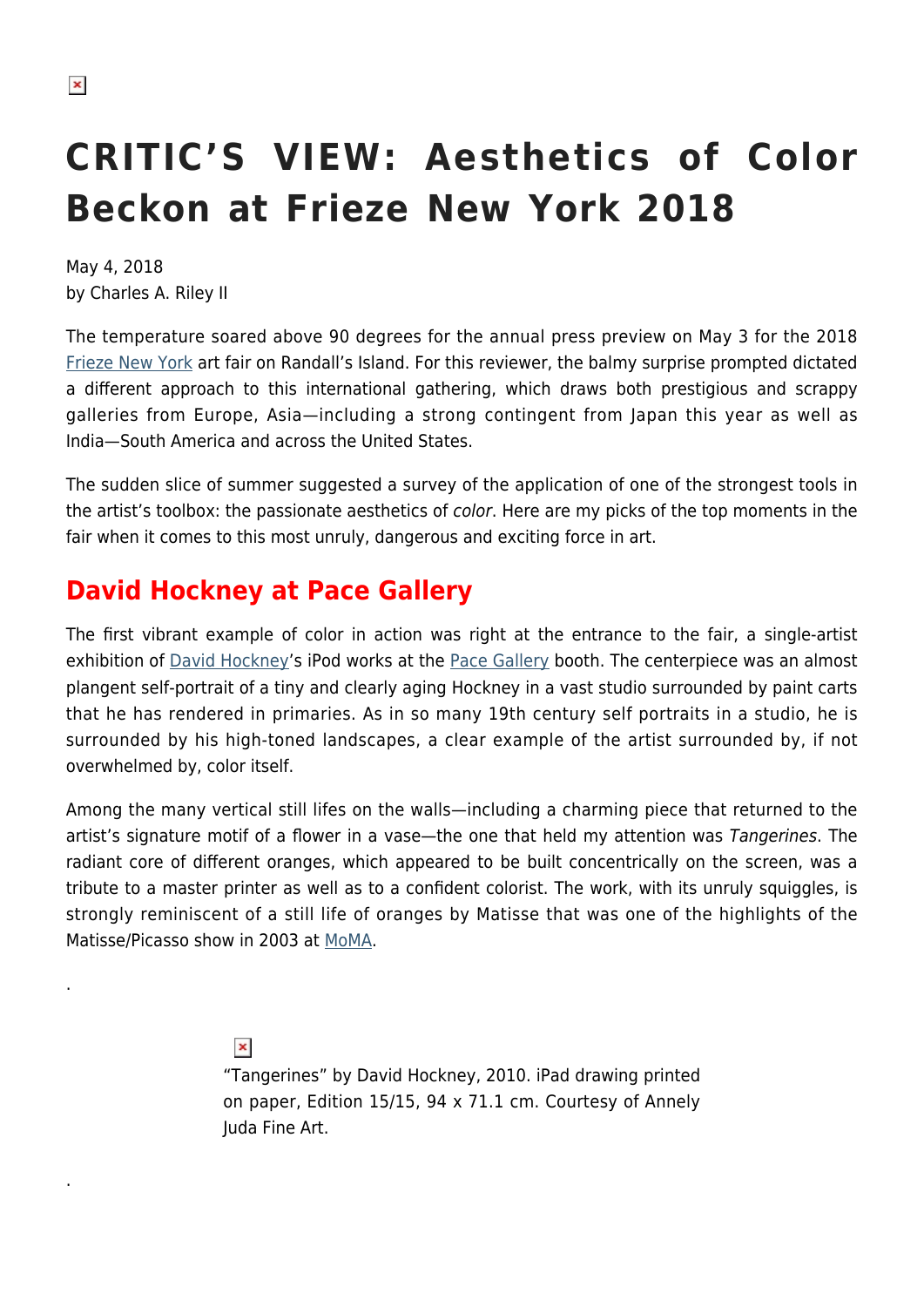# CRITIC'S VIEW: Aesthetics of Color Beckon at Frieze New York 2018

May 4, 2018
by Charles A. Riley II

The temperature soared above 90 degrees for the annual press preview on May 3 for the 2018 Frieze New York art fair on Randall's Island. For this reviewer, the balmy surprise prompted dictated a different approach to this international gathering, which draws both prestigious and scrappy galleries from Europe, Asia—including a strong contingent from Japan this year as well as India—South America and across the United States.

The sudden slice of summer suggested a survey of the application of one of the strongest tools in the artist's toolbox: the passionate aesthetics of *color*. Here are my picks of the top moments in the fair when it comes to this most unruly, dangerous and exciting force in art.

## David Hockney at Pace Gallery

The first vibrant example of color in action was right at the entrance to the fair, a single-artist exhibition of David Hockney's iPod works at the Pace Gallery booth. The centerpiece was an almost plangent self-portrait of a tiny and clearly aging Hockney in a vast studio surrounded by paint carts that he has rendered in primaries. As in so many 19th century self portraits in a studio, he is surrounded by his high-toned landscapes, a clear example of the artist surrounded by, if not overwhelmed by, color itself.

Among the many vertical still lifes on the walls—including a charming piece that returned to the artist's signature motif of a flower in a vase—the one that held my attention was *Tangerines*. The radiant core of different oranges, which appeared to be built concentrically on the screen, was a tribute to a master printer as well as to a confident colorist. The work, with its unruly squiggles, is strongly reminiscent of a still life of oranges by Matisse that was one of the highlights of the Matisse/Picasso show in 2003 at MoMA.

.

"Tangerines" by David Hockney, 2010. iPad drawing printed on paper, Edition 15/15, 94 x 71.1 cm. Courtesy of Annely Juda Fine Art.

.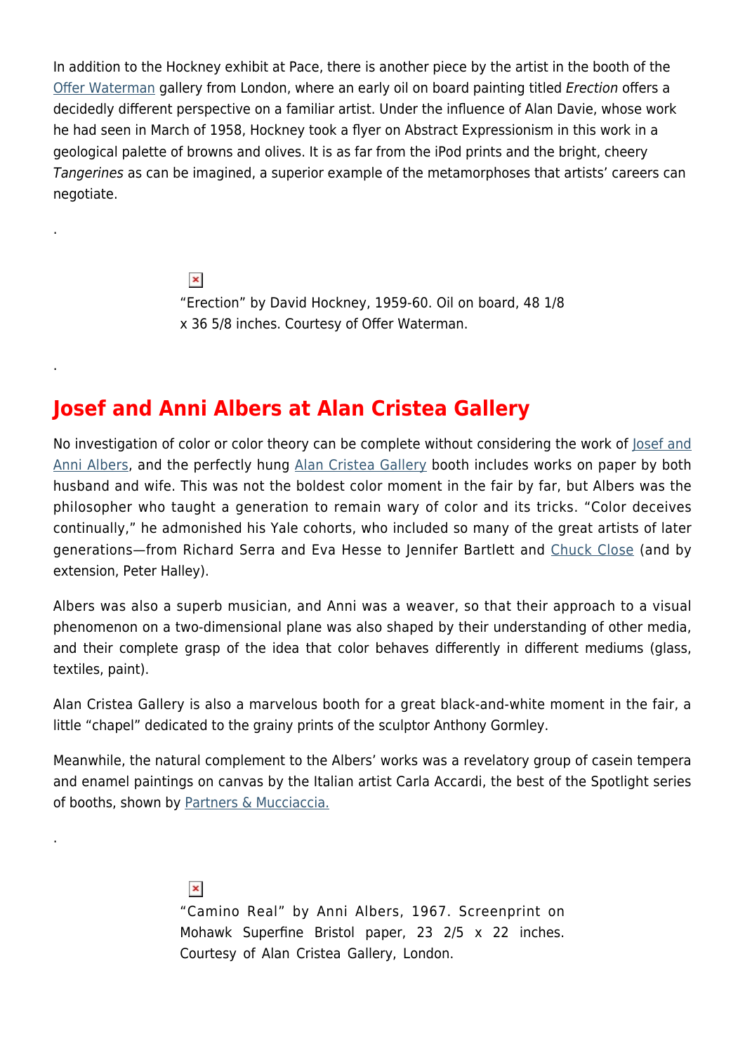In addition to the Hockney exhibit at Pace, there is another piece by the artist in the booth of the Offer Waterman gallery from London, where an early oil on board painting titled *Erection* offers a decidedly different perspective on a familiar artist. Under the influence of Alan Davie, whose work he had seen in March of 1958, Hockney took a flyer on Abstract Expressionism in this work in a geological palette of browns and olives. It is as far from the iPod prints and the bright, cheery *Tangerines* as can be imagined, a superior example of the metamorphoses that artists' careers can negotiate.

.

"Erection" by David Hockney, 1959-60. Oil on board, 48 1/8 x 36 5/8 inches. Courtesy of Offer Waterman.

.

## Josef and Anni Albers at Alan Cristea Gallery

No investigation of color or color theory can be complete without considering the work of Josef and Anni Albers, and the perfectly hung Alan Cristea Gallery booth includes works on paper by both husband and wife. This was not the boldest color moment in the fair by far, but Albers was the philosopher who taught a generation to remain wary of color and its tricks. "Color deceives continually," he admonished his Yale cohorts, who included so many of the great artists of later generations—from Richard Serra and Eva Hesse to Jennifer Bartlett and Chuck Close (and by extension, Peter Halley).

Albers was also a superb musician, and Anni was a weaver, so that their approach to a visual phenomenon on a two-dimensional plane was also shaped by their understanding of other media, and their complete grasp of the idea that color behaves differently in different mediums (glass, textiles, paint).

Alan Cristea Gallery is also a marvelous booth for a great black-and-white moment in the fair, a little "chapel" dedicated to the grainy prints of the sculptor Anthony Gormley.

Meanwhile, the natural complement to the Albers' works was a revelatory group of casein tempera and enamel paintings on canvas by the Italian artist Carla Accardi, the best of the Spotlight series of booths, shown by Partners & Mucciaccia.

.

"Camino Real" by Anni Albers, 1967. Screenprint on Mohawk Superfine Bristol paper, 23 2/5 x 22 inches. Courtesy of Alan Cristea Gallery, London.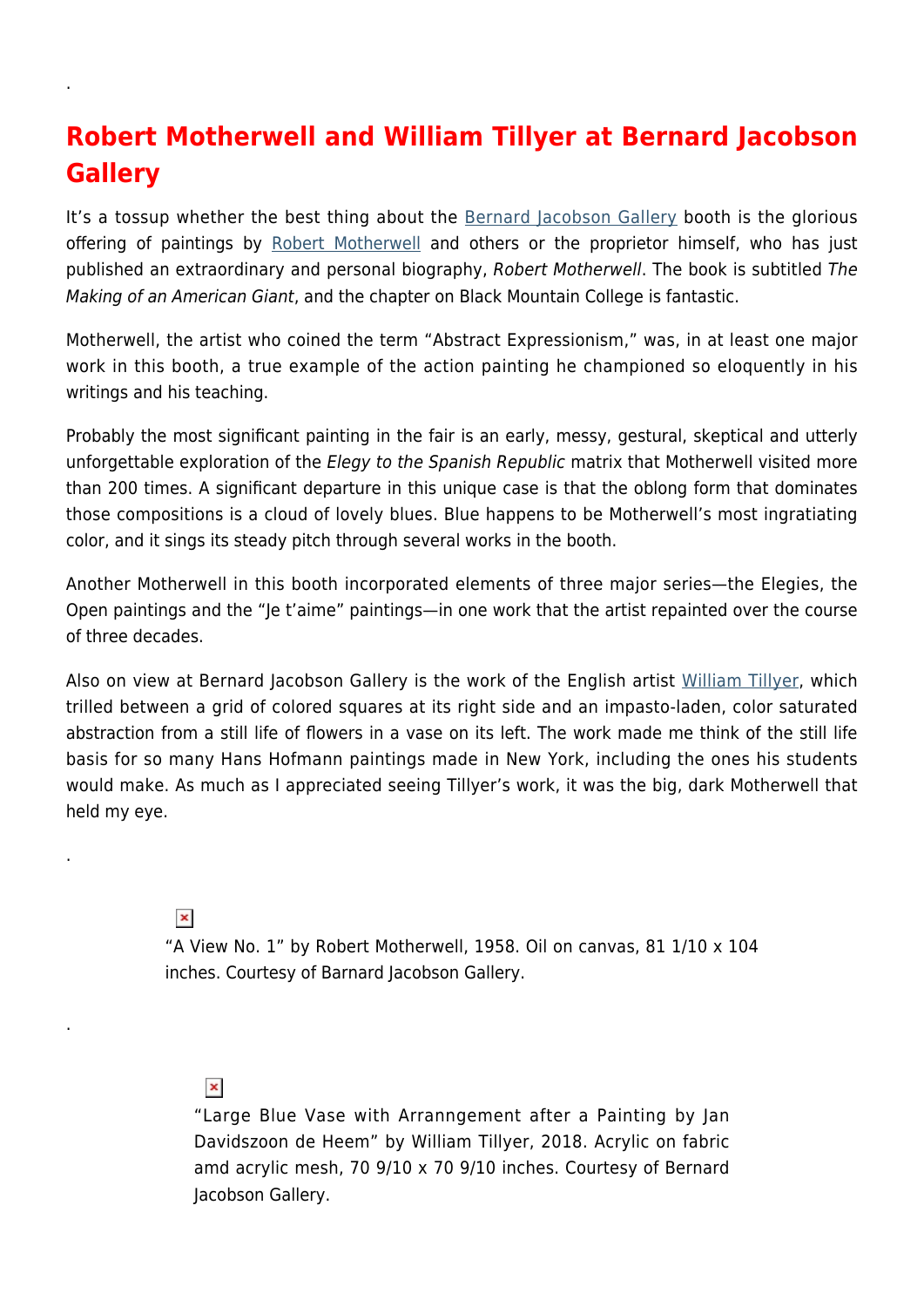## Robert Motherwell and William Tillyer at Bernard Jacobson Gallery

It's a tossup whether the best thing about the Bernard Jacobson Gallery booth is the glorious offering of paintings by Robert Motherwell and others or the proprietor himself, who has just published an extraordinary and personal biography, *Robert Motherwell*. The book is subtitled *The Making of an American Giant*, and the chapter on Black Mountain College is fantastic.

Motherwell, the artist who coined the term "Abstract Expressionism," was, in at least one major work in this booth, a true example of the action painting he championed so eloquently in his writings and his teaching.

Probably the most significant painting in the fair is an early, messy, gestural, skeptical and utterly unforgettable exploration of the *Elegy to the Spanish Republic* matrix that Motherwell visited more than 200 times. A significant departure in this unique case is that the oblong form that dominates those compositions is a cloud of lovely blues. Blue happens to be Motherwell's most ingratiating color, and it sings its steady pitch through several works in the booth.

Another Motherwell in this booth incorporated elements of three major series—the Elegies, the Open paintings and the "Je t'aime" paintings—in one work that the artist repainted over the course of three decades.

Also on view at Bernard Jacobson Gallery is the work of the English artist William Tillyer, which trilled between a grid of colored squares at its right side and an impasto-laden, color saturated abstraction from a still life of flowers in a vase on its left. The work made me think of the still life basis for so many Hans Hofmann paintings made in New York, including the ones his students would make. As much as I appreciated seeing Tillyer's work, it was the big, dark Motherwell that held my eye.

"A View No. 1" by Robert Motherwell, 1958. Oil on canvas, 81 1/10 x 104 inches. Courtesy of Barnard Jacobson Gallery.

"Large Blue Vase with Arranngement after a Painting by Jan Davidszoon de Heem" by William Tillyer, 2018. Acrylic on fabric amd acrylic mesh, 70 9/10 x 70 9/10 inches. Courtesy of Bernard Jacobson Gallery.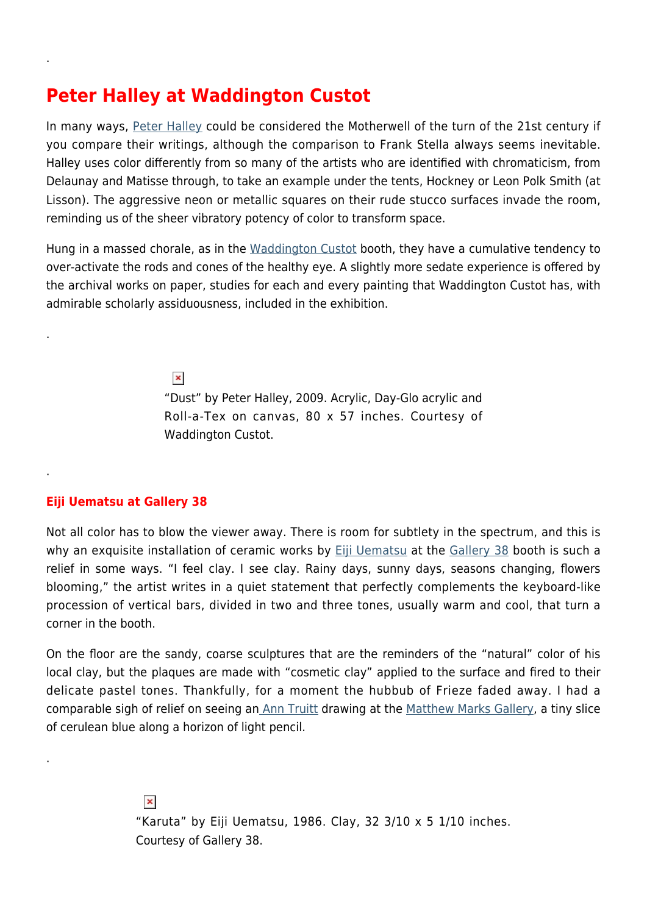.

# Peter Halley at Waddington Custot

In many ways, Peter Halley could be considered the Motherwell of the turn of the 21st century if you compare their writings, although the comparison to Frank Stella always seems inevitable. Halley uses color differently from so many of the artists who are identified with chromaticism, from Delaunay and Matisse through, to take an example under the tents, Hockney or Leon Polk Smith (at Lisson). The aggressive neon or metallic squares on their rude stucco surfaces invade the room, reminding us of the sheer vibratory potency of color to transform space.

Hung in a massed chorale, as in the Waddington Custot booth, they have a cumulative tendency to over-activate the rods and cones of the healthy eye. A slightly more sedate experience is offered by the archival works on paper, studies for each and every painting that Waddington Custot has, with admirable scholarly assiduousness, included in the exhibition.

.

"Dust" by Peter Halley, 2009. Acrylic, Day-Glo acrylic and Roll-a-Tex on canvas, 80 x 57 inches. Courtesy of Waddington Custot.

.

### Eiji Uematsu at Gallery 38

Not all color has to blow the viewer away. There is room for subtlety in the spectrum, and this is why an exquisite installation of ceramic works by Eiji Uematsu at the Gallery 38 booth is such a relief in some ways. "I feel clay. I see clay. Rainy days, sunny days, seasons changing, flowers blooming," the artist writes in a quiet statement that perfectly complements the keyboard-like procession of vertical bars, divided in two and three tones, usually warm and cool, that turn a corner in the booth.

On the floor are the sandy, coarse sculptures that are the reminders of the "natural" color of his local clay, but the plaques are made with "cosmetic clay" applied to the surface and fired to their delicate pastel tones. Thankfully, for a moment the hubbub of Frieze faded away. I had a comparable sigh of relief on seeing an Ann Truitt drawing at the Matthew Marks Gallery, a tiny slice of cerulean blue along a horizon of light pencil.

.

"Karuta" by Eiji Uematsu, 1986. Clay, 32 3/10 x 5 1/10 inches. Courtesy of Gallery 38.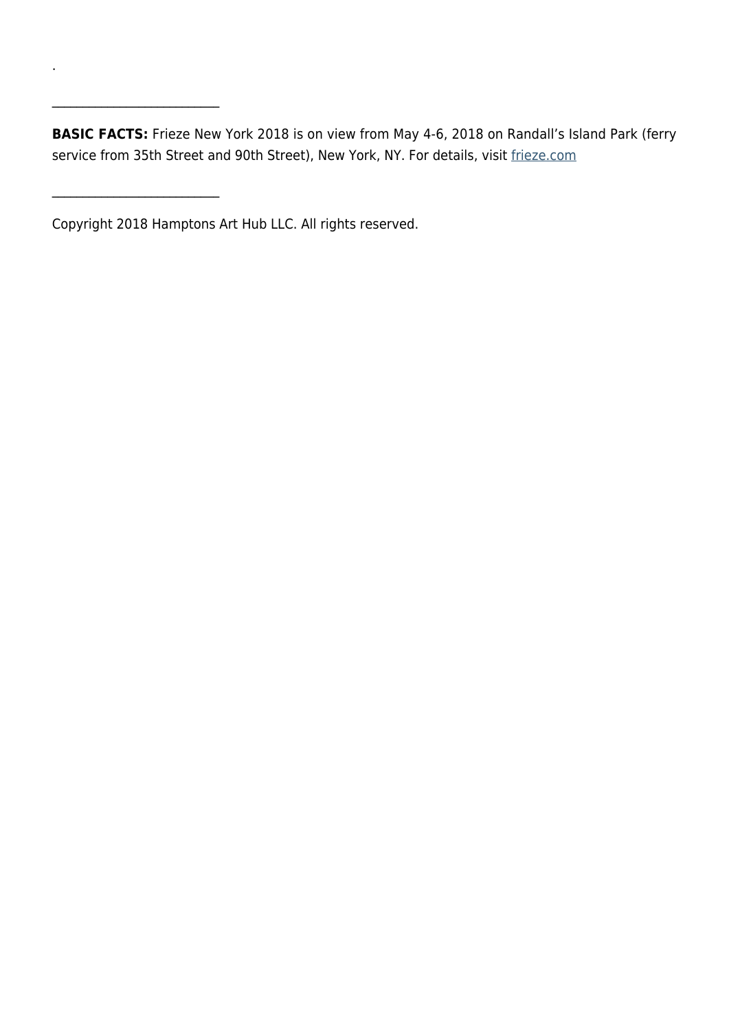.

\_\_\_\_\_\_\_\_\_\_\_\_\_\_\_\_\_\_\_\_\_\_\_\_\_

**BASIC FACTS:** Frieze New York 2018 is on view from May 4-6, 2018 on Randall's Island Park (ferry service from 35th Street and 90th Street), New York, NY. For details, visit [frieze.com](frieze.com)

\_\_\_\_\_\_\_\_\_\_\_\_\_\_\_\_\_\_\_\_\_\_\_\_\_

Copyright 2018 Hamptons Art Hub LLC. All rights reserved.